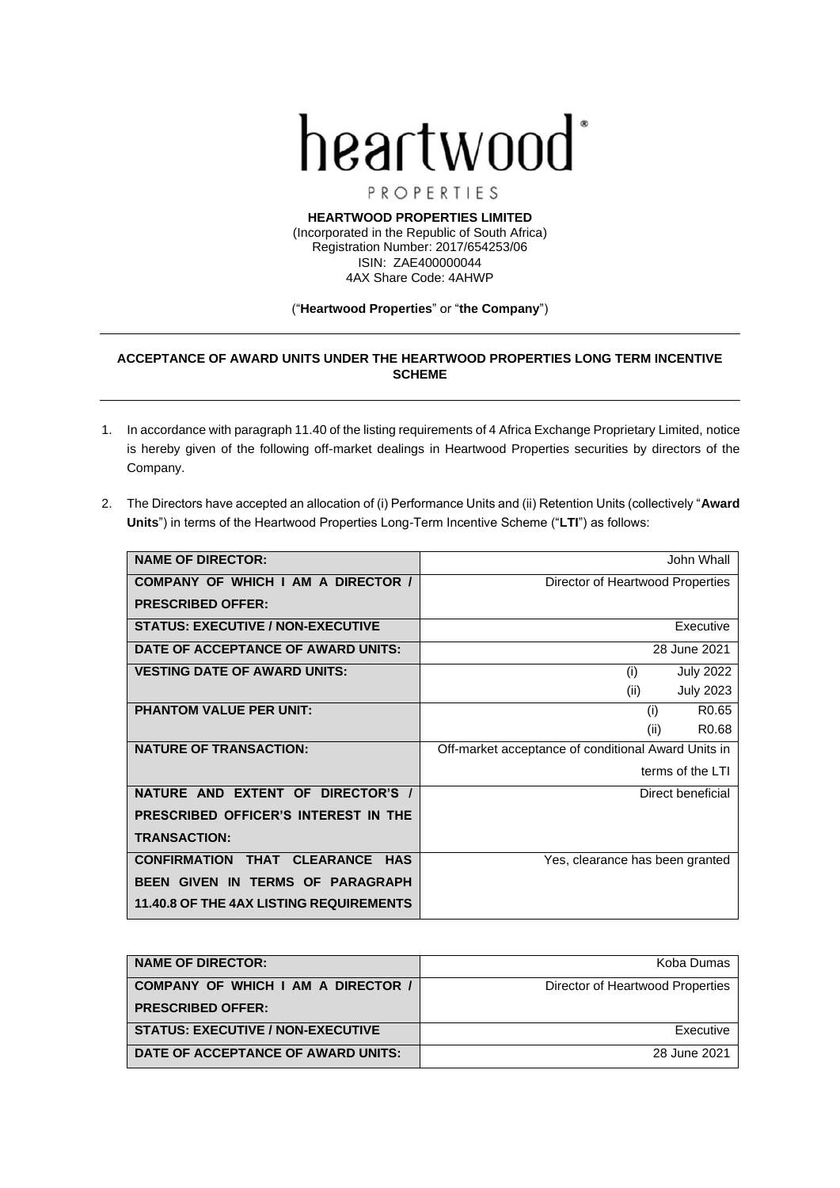# heartwood

PROPERTIES

**HEARTWOOD PROPERTIES LIMITED**
(Incorporated in the Republic of South Africa)
Registration Number: 2017/654253/06
ISIN: ZAE400000044
4AX Share Code: 4AHWP

("**Heartwood Properties**" or "**the Company**")

---

**ACCEPTANCE OF AWARD UNITS UNDER THE HEARTWOOD PROPERTIES LONG TERM INCENTIVE SCHEME**

---

1. In accordance with paragraph 11.40 of the listing requirements of 4 Africa Exchange Proprietary Limited, notice is hereby given of the following off-market dealings in Heartwood Properties securities by directors of the Company.

2. The Directors have accepted an allocation of (i) Performance Units and (ii) Retention Units (collectively "**Award Units**") in terms of the Heartwood Properties Long-Term Incentive Scheme ("**LTI**") as follows:

| | |
|---|---|
| **NAME OF DIRECTOR:** | John Whall |
| **COMPANY OF WHICH I AM A DIRECTOR / PRESCRIBED OFFER:** | Director of Heartwood Properties |
| **STATUS: EXECUTIVE / NON-EXECUTIVE** | Executive |
| **DATE OF ACCEPTANCE OF AWARD UNITS:** | 28 June 2021 |
| **VESTING DATE OF AWARD UNITS:** | (i) July 2022<br>(ii) July 2023 |
| **PHANTOM VALUE PER UNIT:** | (i) R0.65<br>(ii) R0.68 |
| **NATURE OF TRANSACTION:** | Off-market acceptance of conditional Award Units in terms of the LTI |
| **NATURE AND EXTENT OF DIRECTOR'S / PRESCRIBED OFFICER'S INTEREST IN THE TRANSACTION:** | Direct beneficial |
| **CONFIRMATION THAT CLEARANCE HAS BEEN GIVEN IN TERMS OF PARAGRAPH 11.40.8 OF THE 4AX LISTING REQUIREMENTS** | Yes, clearance has been granted |

| | |
|---|---|
| **NAME OF DIRECTOR:** | Koba Dumas |
| **COMPANY OF WHICH I AM A DIRECTOR / PRESCRIBED OFFER:** | Director of Heartwood Properties |
| **STATUS: EXECUTIVE / NON-EXECUTIVE** | Executive |
| **DATE OF ACCEPTANCE OF AWARD UNITS:** | 28 June 2021 |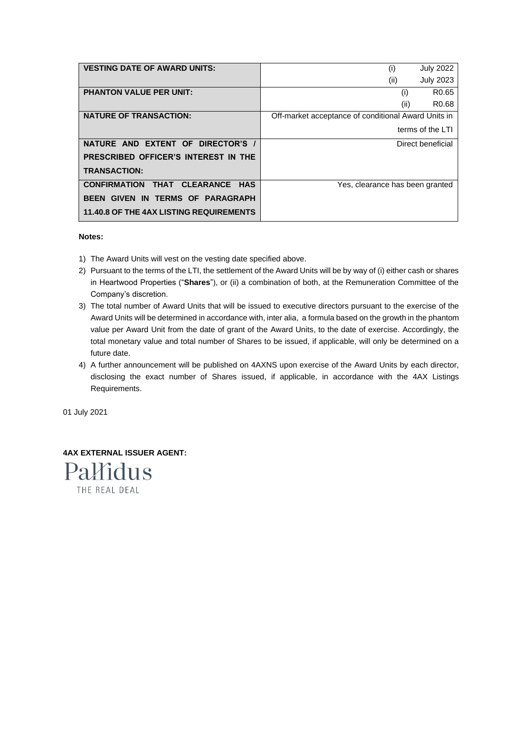| | |
|---|---|
| **VESTING DATE OF AWARD UNITS:** | (i) July 2022<br>(ii) July 2023 |
| **PHANTON VALUE PER UNIT:** | (i) R0.65<br>(ii) R0.68 |
| **NATURE OF TRANSACTION:** | Off-market acceptance of conditional Award Units in terms of the LTI |
| **NATURE AND EXTENT OF DIRECTOR'S / PRESCRIBED OFFICER'S INTEREST IN THE TRANSACTION:** | Direct beneficial |
| **CONFIRMATION THAT CLEARANCE HAS BEEN GIVEN IN TERMS OF PARAGRAPH 11.40.8 OF THE 4AX LISTING REQUIREMENTS** | Yes, clearance has been granted |

**Notes:**

1) The Award Units will vest on the vesting date specified above.
2) Pursuant to the terms of the LTI, the settlement of the Award Units will be by way of (i) either cash or shares in Heartwood Properties ("**Shares**"), or (ii) a combination of both, at the Remuneration Committee of the Company's discretion.
3) The total number of Award Units that will be issued to executive directors pursuant to the exercise of the Award Units will be determined in accordance with, inter alia, a formula based on the growth in the phantom value per Award Unit from the date of grant of the Award Units, to the date of exercise. Accordingly, the total monetary value and total number of Shares to be issued, if applicable, will only be determined on a future date.
4) A further announcement will be published on 4AXNS upon exercise of the Award Units by each director, disclosing the exact number of Shares issued, if applicable, in accordance with the 4AX Listings Requirements.

01 July 2021

**4AX EXTERNAL ISSUER AGENT:**

Pallidus

THE REAL DEAL